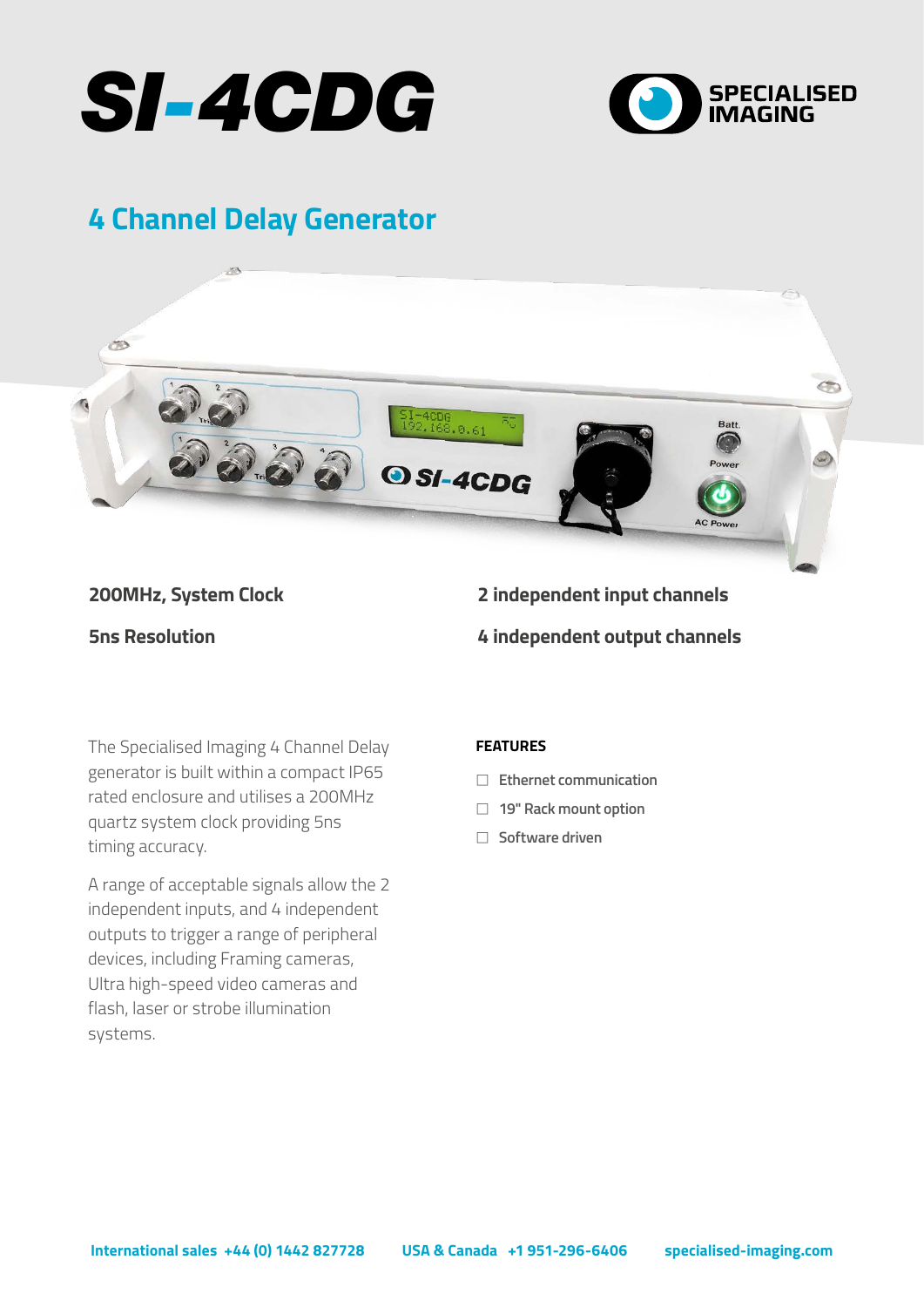# SI-4CDG

SPECIALISED IMAGING

## 4 Channel Delay Generator

**200MHz, System Clock**

**5ns Resolution**

**2 independent input channels**

**4 independent output channels**

The Specialised Imaging 4 Channel Delay generator is built within a compact IP65 rated enclosure and utilises a 200MHz quartz system clock providing 5ns timing accuracy.

A range of acceptable signals allow the 2 independent inputs, and 4 independent outputs to trigger a range of peripheral devices, including Framing cameras, Ultra high-speed video cameras and flash, laser or strobe illumination systems.

**FEATURES**

- Ethernet communication
- 19" Rack mount option
- Software driven

**International sales +44 (0) 1442 827728** **USA & Canada +1 951-296-6406** **specialised-imaging.com**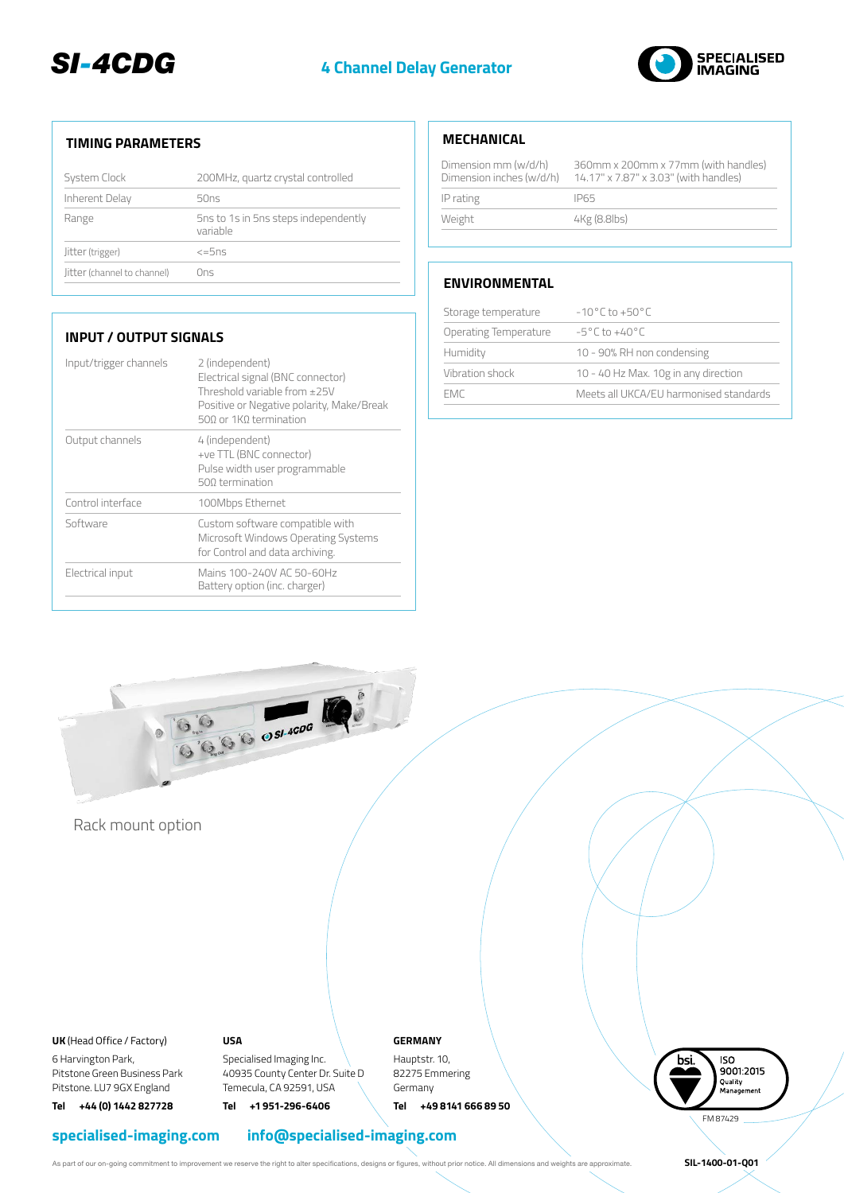# SI-4CDG

## 4 Channel Delay Generator

SPECIALISED IMAGING

### TIMING PARAMETERS

| | |
|---|---|
| System Clock | 200MHz, quartz crystal controlled |
| Inherent Delay | 50ns |
| Range | 5ns to 1s in 5ns steps independently variable |
| Jitter (trigger) | <=5ns |
| Jitter (channel to channel) | 0ns |

### INPUT / OUTPUT SIGNALS

| | |
|---|---|
| Input/trigger channels | 2 (independent)<br>Electrical signal (BNC connector)<br>Threshold variable from ±25V<br>Positive or Negative polarity, Make/Break<br>50Ω or 1KΩ termination |
| Output channels | 4 (independent)<br>+ve TTL (BNC connector)<br>Pulse width user programmable<br>50Ω termination |
| Control interface | 100Mbps Ethernet |
| Software | Custom software compatible with Microsoft Windows Operating Systems for Control and data archiving. |
| Electrical input | Mains 100-240V AC 50-60Hz<br>Battery option (inc. charger) |

### MECHANICAL

| | |
|---|---|
| Dimension mm (w/d/h)<br>Dimension inches (w/d/h) | 360mm x 200mm x 77mm (with handles)<br>14.17" x 7.87" x 3.03" (with handles) |
| IP rating | IP65 |
| Weight | 4Kg (8.8lbs) |

### ENVIRONMENTAL

| | |
|---|---|
| Storage temperature | -10°C to +50°C |
| Operating Temperature | -5°C to +40°C |
| Humidity | 10 - 90% RH non condensing |
| Vibration shock | 10 - 40 Hz Max. 10g in any direction |
| EMC | Meets all UKCA/EU harmonised standards |

Rack mount option

**UK** (Head Office / Factory)
6 Harvington Park,
Pitstone Green Business Park
Pitstone. LU7 9GX England
**Tel +44 (0) 1442 827728**

**USA**
Specialised Imaging Inc.
40935 County Center Dr. Suite D
Temecula, CA 92591, USA
**Tel +1 951-296-6406**

**GERMANY**
Hauptstr. 10,
82275 Emmering
Germany
**Tel +49 8141 666 89 50**

bsi. ISO 9001:2015 Quality Management
FM 87429

**specialised-imaging.com** **info@specialised-imaging.com**

As part of our on-going commitment to improvement we reserve the right to alter specifications, designs or figures, without prior notice. All dimensions and weights are approximate.

SIL-1400-01-Q01